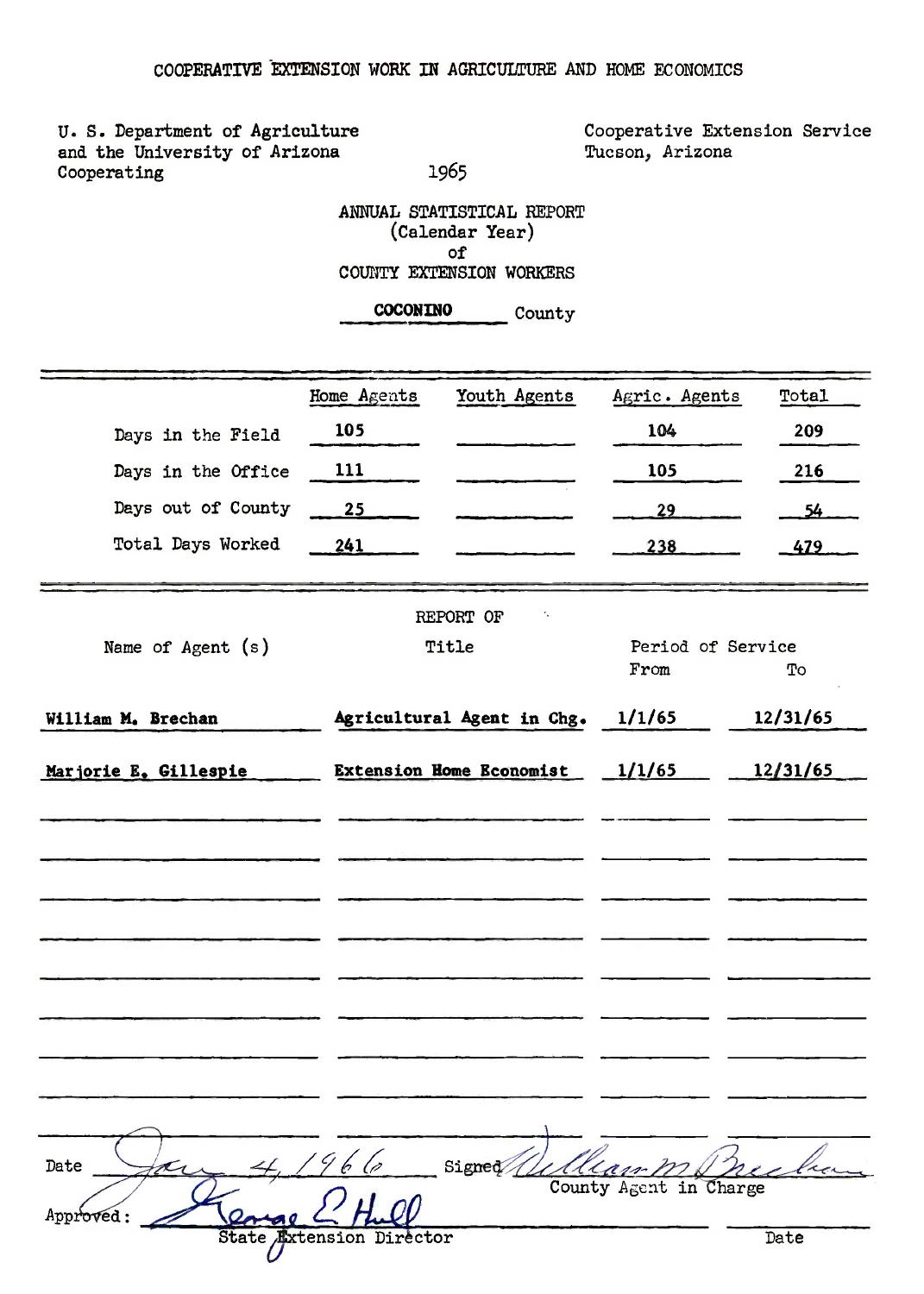COOPERATIVE EXTENSION WORK IN AGRICULTURE AND HOME ECONOMICS

U. S. Department of Agriculture
and the University of Arizona
Cooperating

Cooperative Extension Service
Tucson, Arizona

1965

# ANNUAL STATISTICAL REPORT
(Calendar Year)
of
COUNTY EXTENSION WORKERS

**COCONINO** County

| | Home Agents | Youth Agents | Agric. Agents | Total |
|---|---|---|---|---|
| Days in the Field | 105 | | 104 | 209 |
| Days in the Office | 111 | | 105 | 216 |
| Days out of County | 25 | | 29 | 54 |
| Total Days Worked | 241 | | 238 | 479 |

REPORT OF

| Name of Agent (s) | Title | Period of Service From | To |
|---|---|---|---|
| **William M. Brechan** | **Agricultural Agent in Chg.** | **1/1/65** | **12/31/65** |
| **Marjorie E. Gillespie** | **Extension Home Economist** | **1/1/65** | **12/31/65** |

Date Jan 4, 1966 Signed William M Brechan
County Agent in Charge

Approved: George E Hull
State Extension Director

Date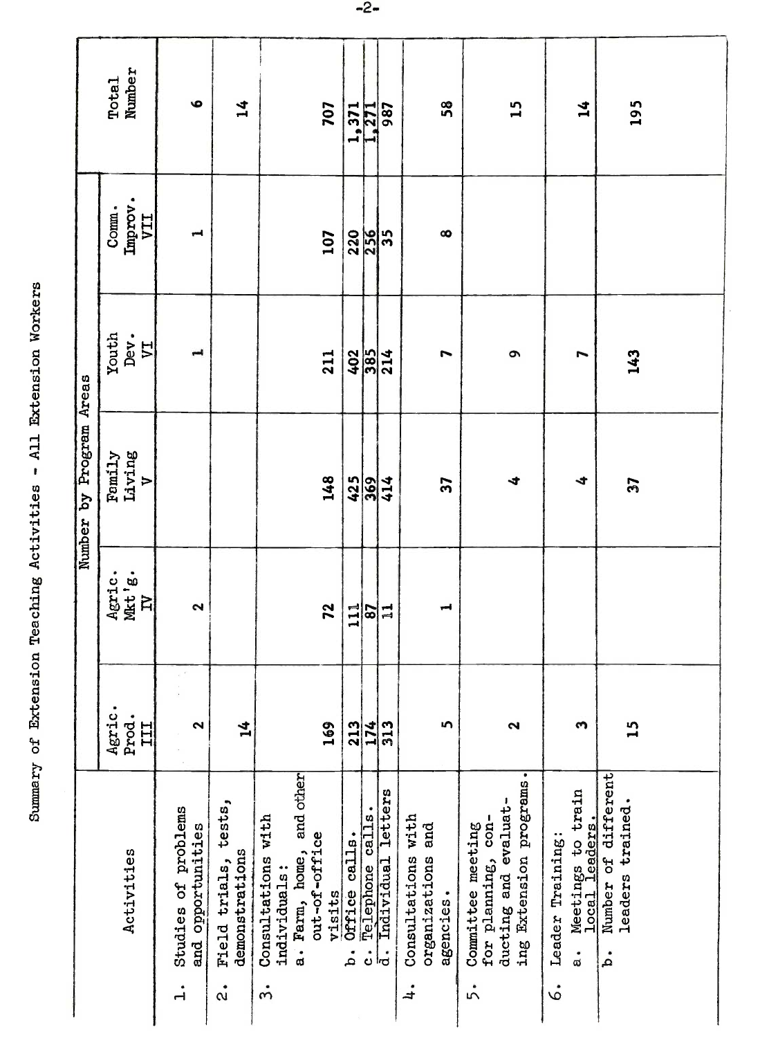## Summary of Extension Teaching Activities - All Extension Workers

| Activities | Number by Program Areas | | | | | Total Number |
|---|---|---|---|---|---|---|
| | Agric. Prod. III | Agric. Mkt'g. IV | Family Living V | Youth Dev. VI | Comm. Improv. VII | |
| 1. Studies of problems and opportunities | 2 | 2 | | 1 | 1 | 6 |
| 2. Field trials, tests, demonstrations | 14 | | | | | 14 |
| 3. Consultations with individuals: a. Farm, home, and other out-of-office visits | 169 | 72 | 148 | 211 | 107 | 707 |
| b. Office calls. | 213 | 111 | 425 | 402 | 220 | 1,371 |
| c. Telephone calls. | 174 | 87 | 369 | 385 | 256 | 1,271 |
| d. Individual letters | 313 | 11 | 414 | 214 | 35 | 987 |
| 4. Consultations with organizations and agencies. | 5 | 1 | 37 | 7 | 8 | 58 |
| 5. Committee meeting for planning, conducting and evaluating Extension programs. | 2 | | 4 | 9 | | 15 |
| 6. Leader Training: a. Meetings to train local leaders. | 3 | | 4 | 7 | | 14 |
| b. Number of different leaders trained. | 15 | | 37 | 143 | | 195 |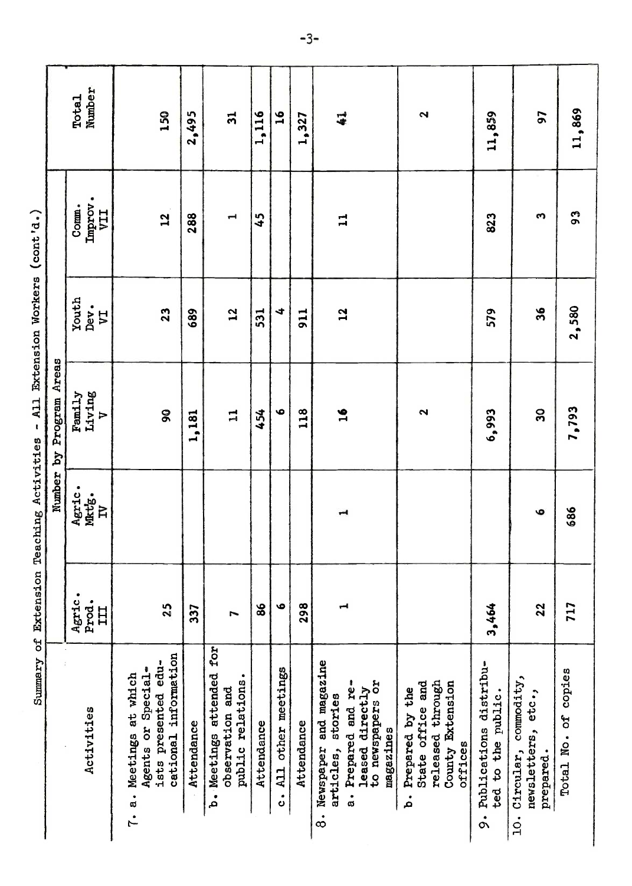Summary of Extension Teaching Activities - All Extension Workers (cont'd.)

| Activities | Number by Program Areas | | | | | Total Number |
|---|---|---|---|---|---|---|
| | Agric. Prod. III | Agric. Mktg. IV | Family Living V | Youth Dev. VI | Comm. Improv. VII | |
| 7. a. Meetings at which Agents or Specialists presented educational information | 25 | | 90 | 23 | 12 | 150 |
| Attendance | 337 | | 1,181 | 689 | 288 | 2,495 |
| b. Meetings attended for observation and public relations. | 7 | | 11 | 12 | 1 | 31 |
| Attendance | 86 | | 454 | 531 | 45 | 1,116 |
| c. All other meetings | 6 | | 6 | 4 | | 16 |
| Attendance | 298 | | 118 | 911 | | 1,327 |
| 8. Newspaper and magazine articles, stories a. Prepared and released directly to newspapers or magazines | 1 | 1 | 16 | 12 | 11 | 41 |
| b. Prepared by the State office and released through County Extension offices | | | 2 | | | 2 |
| 9. Publications distributed to the public. | 3,464 | | 6,993 | 579 | 823 | 11,859 |
| 10. Circular, commodity, newsletters, etc., prepared. | 22 | 6 | 30 | 36 | 3 | 97 |
| Total No. of copies | 717 | 686 | 7,793 | 2,580 | 93 | 11,869 |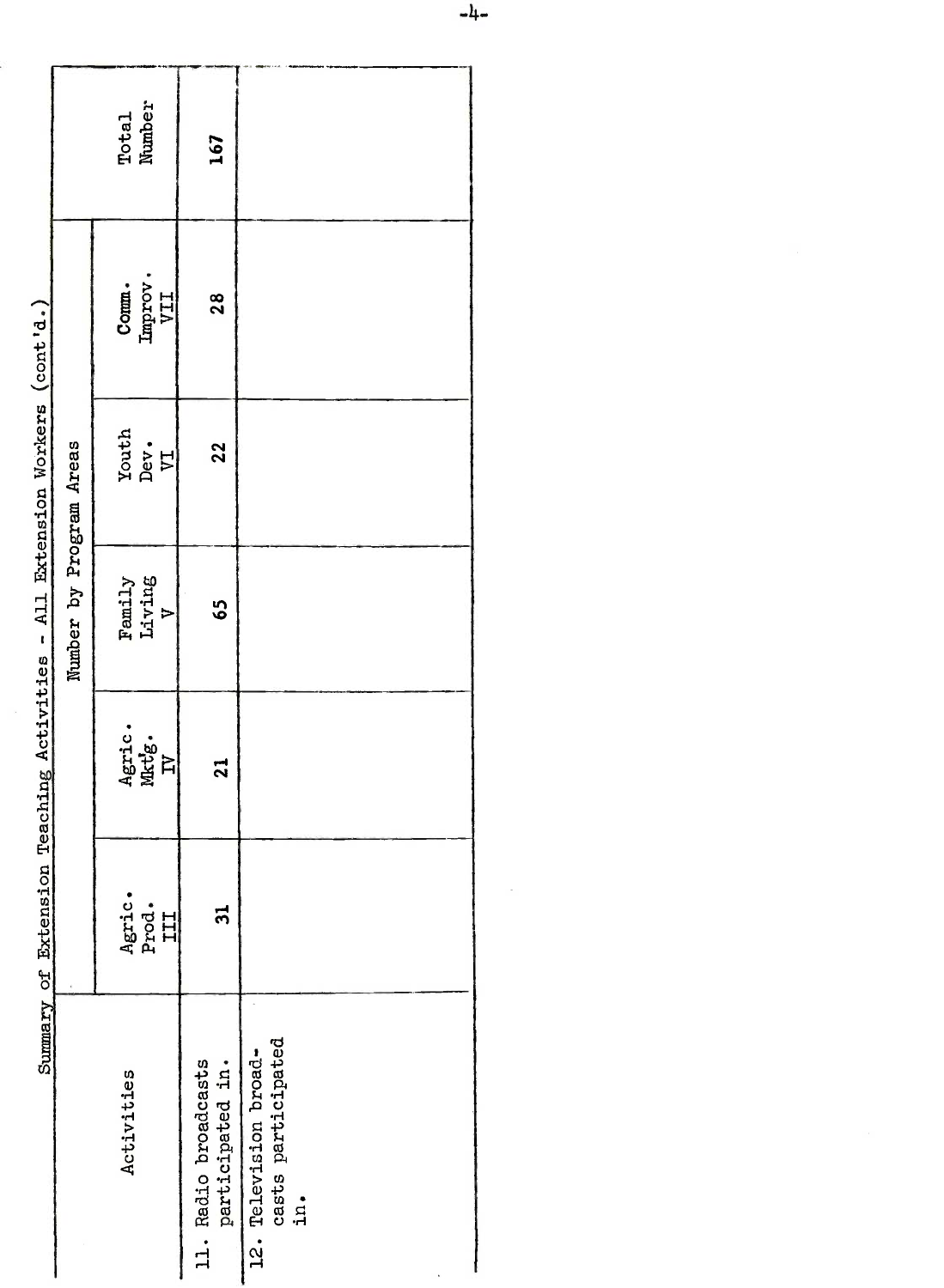## Summary of Extension Teaching Activities - All Extension Workers (cont'd.)

| Activities | Number by Program Areas | | | | | Total Number |
|---|---|---|---|---|---|---|
| | Agric. Prod. III | Agric. Mktg. IV | Family Living V | Youth Dev. VI | Comm. Improv. VII | |
| 11. Radio broadcasts participated in. | 31 | 21 | 65 | 22 | 28 | 167 |
| 12. Television broadcasts participated in. | | | | | | |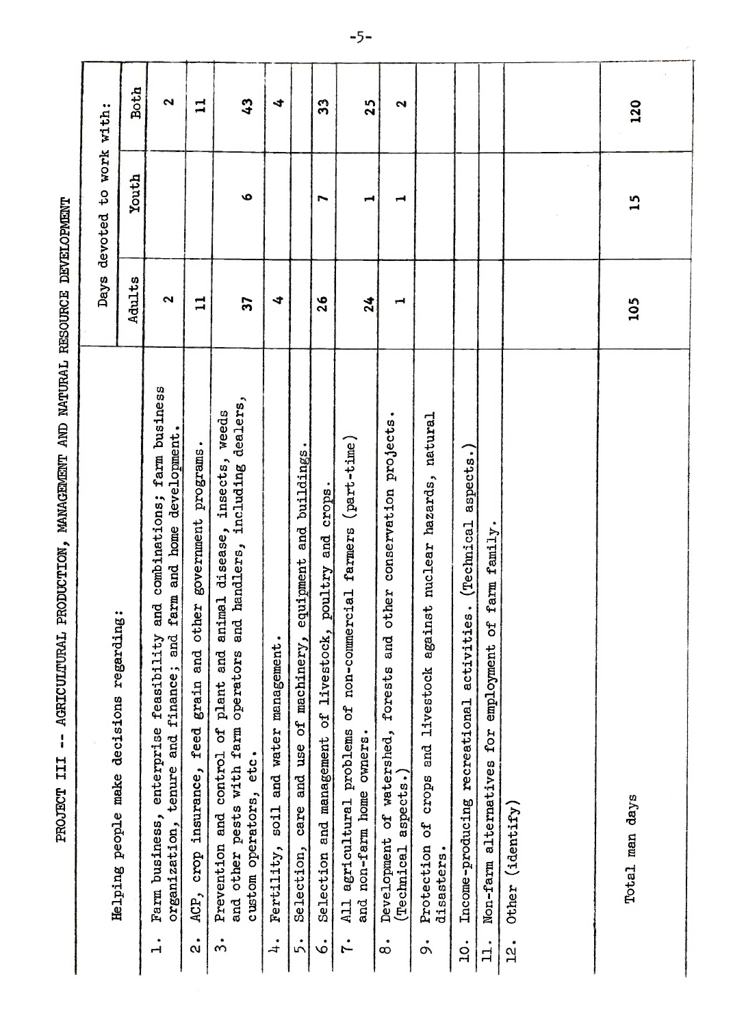# PROJECT III -- AGRICULTURAL PRODUCTION, MANAGEMENT AND NATURAL RESOURCE DEVELOPMENT

| Helping people make decisions regarding: | Days devoted to work with: | | |
|---|---|---|---|
| | Adults | Youth | Both |
| 1. Farm business, enterprise feasibility and combinations; farm business organization, tenure and finance; and farm and home development. | 2 | | 2 |
| 2. ACP, crop insurance, feed grain and other government programs. | 11 | | 11 |
| 3. Prevention and control of plant and animal disease, insects, weeds and other pests with farm operators and handlers, including dealers, custom operators, etc. | 37 | 6 | 43 |
| 4. Fertility, soil and water management. | 4 | | 4 |
| 5. Selection, care and use of machinery, equipment and buildings. | | | |
| 6. Selection and management of livestock, poultry and crops. | 26 | 7 | 33 |
| 7. All agricultural problems of non-commercial farmers (part-time) and non-farm home owners. | 24 | 1 | 25 |
| 8. Development of watershed, forests and other conservation projects. (Technical aspects.) | 1 | 1 | 2 |
| 9. Protection of crops and livestock against nuclear hazards, natural disasters. | | | |
| 10. Income-producing recreational activities. (Technical aspects.) | | | |
| 11. Non-farm alternatives for employment of farm family. | | | |
| 12. Other (identify) | | | |
| Total man days | 105 | 15 | 120 |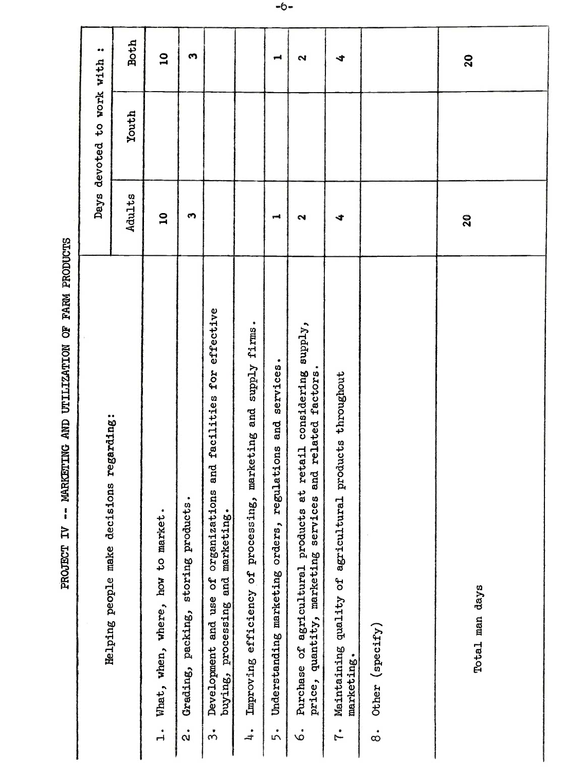## PROJECT IV -- MARKETING AND UTILIZATION OF FARM PRODUCTS

| Helping people make decisions regarding: | Days devoted to work with: | | |
|---|---|---|---|
| | Adults | Youth | Both |
| 1. What, when, where, how to market. | 10 | | 10 |
| 2. Grading, packing, storing products. | 3 | | 3 |
| 3. Development and use of organizations and facilities for effective buying, processing and marketing. | | | |
| 4. Improving efficiency of processing, marketing and supply firms. | | | |
| 5. Understanding marketing orders, regulations and services. | 1 | | 1 |
| 6. Purchase of agricultural products at retail considering supply, price, quantity, marketing services and related factors. | 2 | | 2 |
| 7. Maintaining quality of agricultural products throughout marketing. | 4 | | 4 |
| 8. Other (specify) | | | |
| Total man days | 20 | | 20 |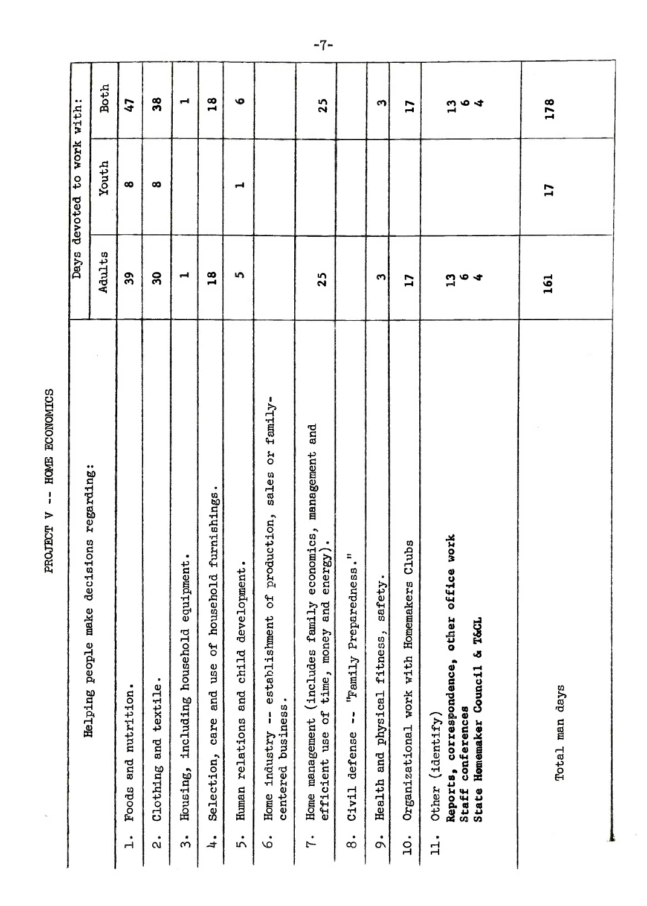# PROJECT V -- HOME ECONOMICS

| Helping people make decisions regarding: | Days devoted to work with: | | |
|---|---|---|---|
| | Adults | Youth | Both |
| 1. Foods and nutrition. | 39 | 8 | 47 |
| 2. Clothing and textile. | 30 | 8 | 38 |
| 3. Housing, including household equipment. | 1 | | 1 |
| 4. Selection, care and use of household furnishings. | 18 | | 18 |
| 5. Human relations and child development. | 5 | 1 | 6 |
| 6. Home industry -- establishment of production, sales or family-centered business. | | | |
| 7. Home management (includes family economics, management and efficient use of time, money and energy). | 25 | | 25 |
| 8. Civil defense -- "Family Preparedness." | | | |
| 9. Health and physical fitness, safety. | 3 | | 3 |
| 10. Organizational work with Homemakers Clubs | 17 | | 17 |
| 11. Other (identify)<br>**Reports, correspondence, other office work**<br>**Staff conferences**<br>**State Homemaker Council & T&CL** | <br>13<br>6<br>4 | | <br>13<br>6<br>4 |
| Total man days | 161 | 17 | 178 |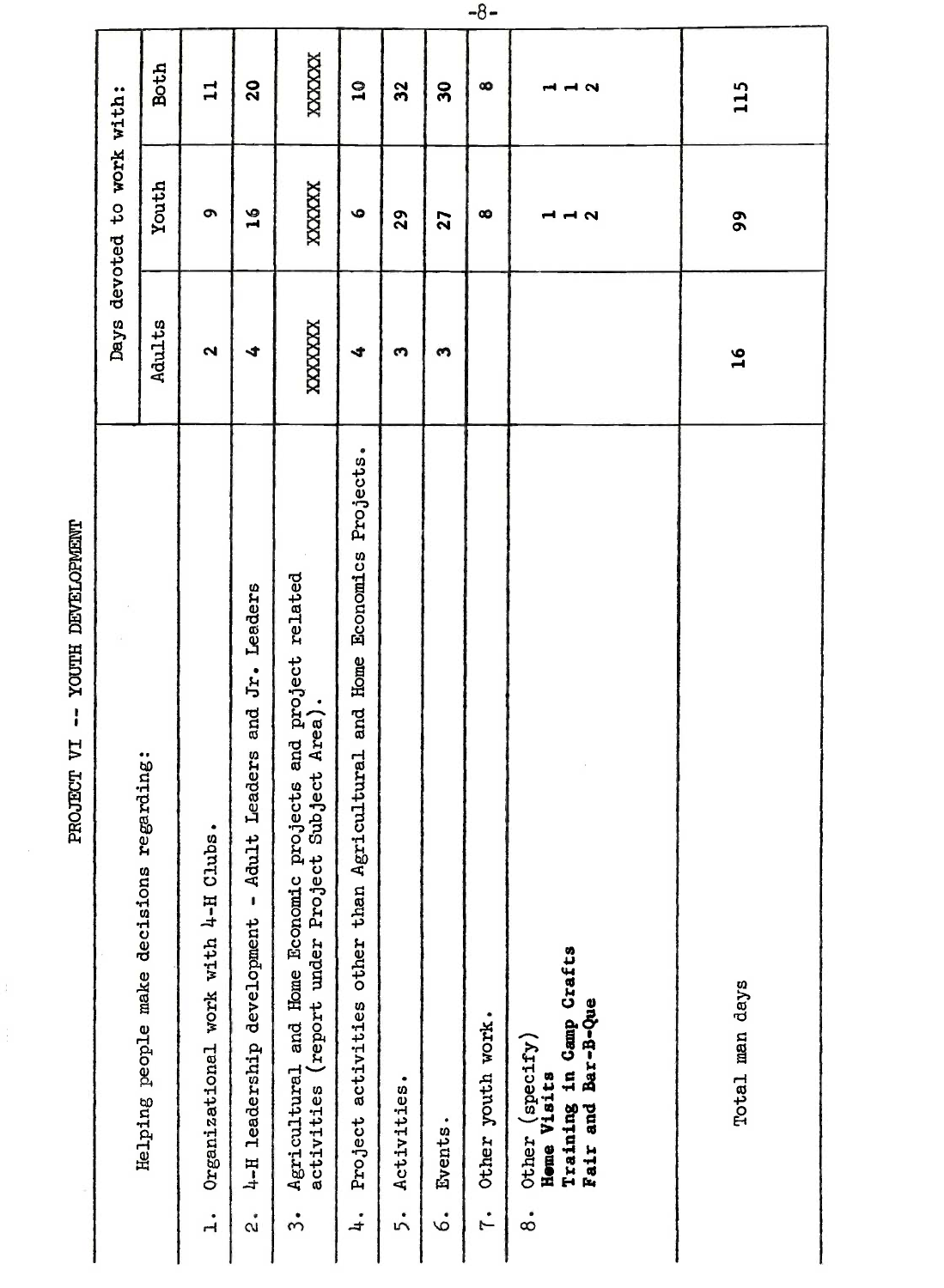# PROJECT VI -- YOUTH DEVELOPMENT

| Helping people make decisions regarding: | Days devoted to work with: | | |
|---|---|---|---|
| | Adults | Youth | Both |
| 1. Organizational work with 4-H Clubs. | 2 | 9 | 11 |
| 2. 4-H leadership development - Adult Leaders and Jr. Leaders | 4 | 16 | 20 |
| 3. Agricultural and Home Economic projects and project related activities (report under Project Subject Area). | XXXXXXX | XXXXXX | XXXXXX |
| 4. Project activities other than Agricultural and Home Economics Projects. | 4 | 6 | 10 |
| 5. Activities. | 3 | 29 | 32 |
| 6. Events. | 3 | 27 | 30 |
| 7. Other youth work. | | 8 | 8 |
| 8. Other (specify) **Home Visits** **Training in Camp Crafts** **Fair and Bar-B-Que** | | 1<br>1<br>2 | 1<br>1<br>2 |
| Total man days | 16 | 99 | 115 |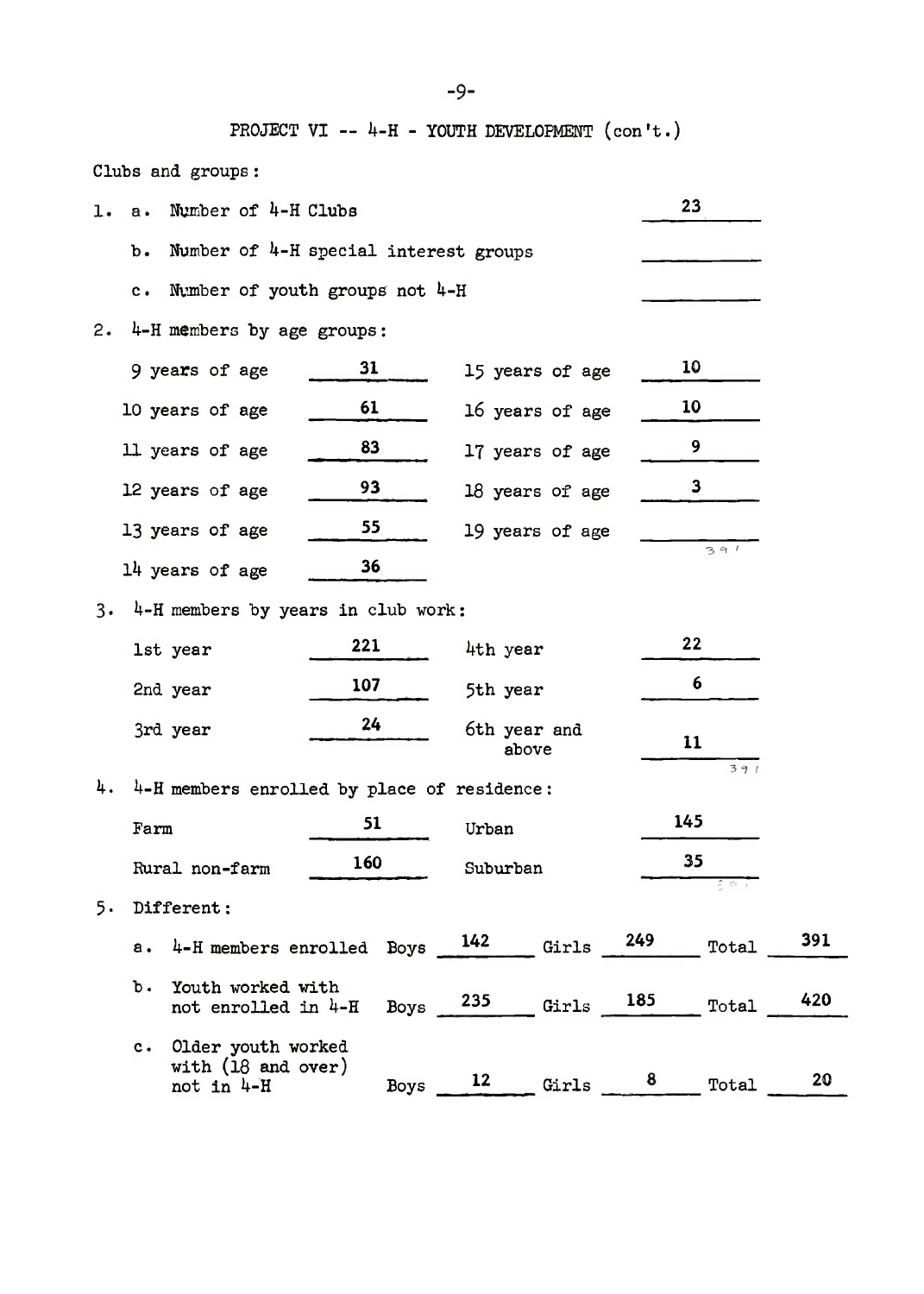## PROJECT VI -- 4-H - YOUTH DEVELOPMENT (con't.)

Clubs and groups:

1. a. Number of 4-H Clubs 23

   b. Number of 4-H special interest groups

   c. Number of youth groups not 4-H

2. 4-H members by age groups:

| | | | |
|---|---|---|---|
| 9 years of age | 31 | 15 years of age | 10 |
| 10 years of age | 61 | 16 years of age | 10 |
| 11 years of age | 83 | 17 years of age | 9 |
| 12 years of age | 93 | 18 years of age | 3 |
| 13 years of age | 55 | 19 years of age | |
| 14 years of age | 36 | | 391 |

3. 4-H members by years in club work:

| | | | |
|---|---|---|---|
| 1st year | 221 | 4th year | 22 |
| 2nd year | 107 | 5th year | 6 |
| 3rd year | 24 | 6th year and above | 11 |
| | | | 391 |

4. 4-H members enrolled by place of residence:

| | | | |
|---|---|---|---|
| Farm | 51 | Urban | 145 |
| Rural non-farm | 160 | Suburban | 35 |
| | | | 391 |

5. Different:

| | Boys | Girls | Total |
|---|---|---|---|
| a. 4-H members enrolled | 142 | 249 | 391 |
| b. Youth worked with not enrolled in 4-H | 235 | 185 | 420 |
| c. Older youth worked with (18 and over) not in 4-H | 12 | 8 | 20 |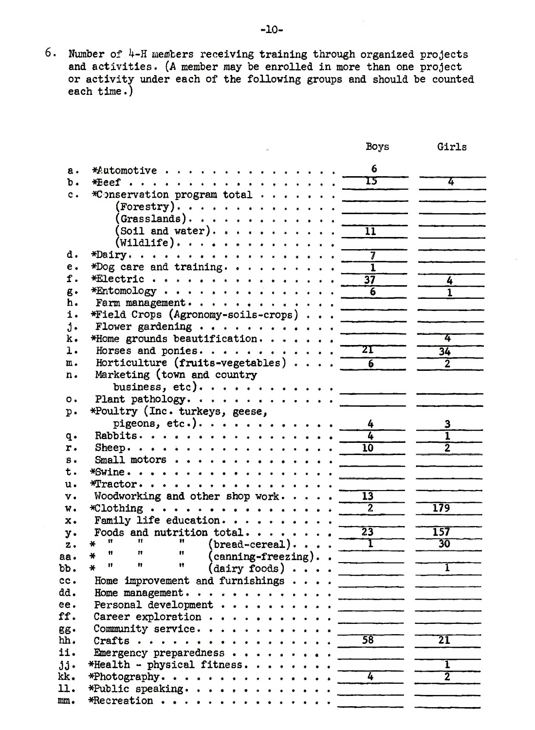6. Number of 4-H members receiving training through organized projects and activities. (A member may be enrolled in more than one project or activity under each of the following groups and should be counted each time.)

| | | Boys | Girls |
|---|---|---|---|
| a. | *Automotive | 6 | |
| b. | *Beef | 15 | 4 |
| c. | *Conservation program total | | |
| | (Forestry) | | |
| | (Grasslands) | | |
| | (Soil and water) | 11 | |
| | (Wildlife) | | |
| d. | *Dairy | 7 | |
| e. | *Dog care and training | 1 | |
| f. | *Electric | 37 | 4 |
| g. | *Entomology | 6 | 1 |
| h. | Farm management | | |
| i. | *Field Crops (Agronomy-soils-crops) | | |
| j. | Flower gardening | | |
| k. | *Home grounds beautification | | 4 |
| l. | Horses and ponies | 21 | 34 |
| m. | Horticulture (fruits-vegetables) | 6 | 2 |
| n. | Marketing (town and country business, etc) | | |
| o. | Plant pathology | | |
| p. | *Poultry (Inc. turkeys, geese, pigeons, etc.) | 4 | 3 |
| q. | Rabbits | 4 | 1 |
| r. | Sheep | 10 | 2 |
| s. | Small motors | | |
| t. | *Swine | | |
| u. | *Tractor | | |
| v. | Woodworking and other shop work | 13 | |
| w. | *Clothing | 2 | 179 |
| x. | Family life education | | |
| y. | Foods and nutrition total | 23 | 157 |
| z. | * " " " (bread-cereal) | 1 | 30 |
| aa. | * " " " (canning-freezing) | | |
| bb. | * " " " (dairy foods) | | 1 |
| cc. | Home improvement and furnishings | | |
| dd. | Home management | | |
| ee. | Personal development | | |
| ff. | Career exploration | | |
| gg. | Community service | | |
| hh. | Crafts | 58 | 21 |
| ii. | Emergency preparedness | | |
| jj. | *Health - physical fitness | | 1 |
| kk. | *Photography | 4 | 2 |
| ll. | *Public speaking | | |
| mm. | *Recreation | | |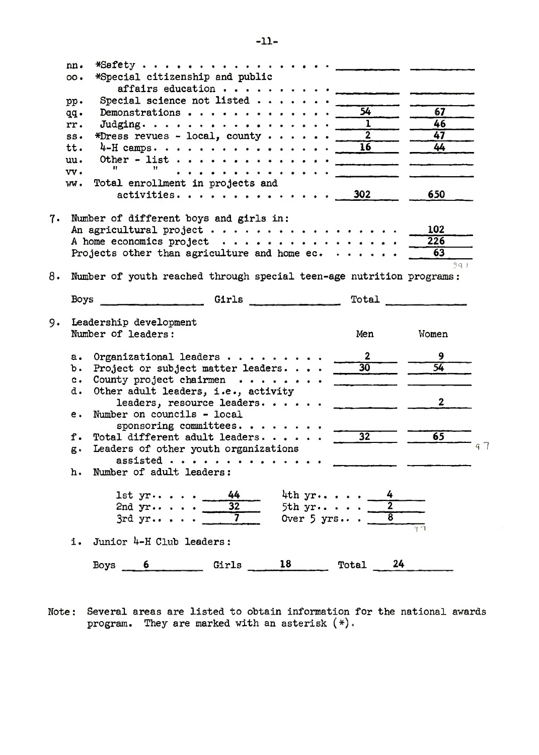| | | | |
|---|---|---|---|
| nn. | *Safety | | |
| oo. | *Special citizenship and public affairs education | | |
| pp. | Special science not listed | | |
| qq. | Demonstrations | 54 | 67 |
| rr. | Judging | 1 | 46 |
| ss. | *Dress revues - local, county | 2 | 47 |
| tt. | 4-H camps | 16 | 44 |
| uu. | Other - list | | |
| vv. | " " | | |
| ww. | Total enrollment in projects and activities | 302 | 650 |

7. Number of different boys and girls in:

| | |
|---|---|
| An agricultural project | 102 |
| A home economics project | 226 |
| Projects other than agriculture and home ec. | 63 |
| | 391 |

8. Number of youth reached through special teen-age nutrition programs:

Boys ________ Girls ________ Total ________

9. Leadership development

Number of leaders:

| | | Men | Women |
|---|---|---|---|
| a. | Organizational leaders | 2 | 9 |
| b. | Project or subject matter leaders | 30 | 54 |
| c. | County project chairmen | | |
| d. | Other adult leaders, i.e., activity leaders, resource leaders | | 2 |
| e. | Number on councils - local sponsoring committees | | |
| f. | Total different adult leaders | 32 | 65 |
| g. | Leaders of other youth organizations assisted | | |

97

h. Number of adult leaders:

| | | | |
|---|---|---|---|
| 1st yr. | 44 | 4th yr. | 4 |
| 2nd yr. | 32 | 5th yr. | 2 |
| 3rd yr. | 7 | Over 5 yrs. | 8 |

97

i. Junior 4-H Club leaders:

Boys 6 Girls 18 Total 24

Note: Several areas are listed to obtain information for the national awards program. They are marked with an asterisk (*).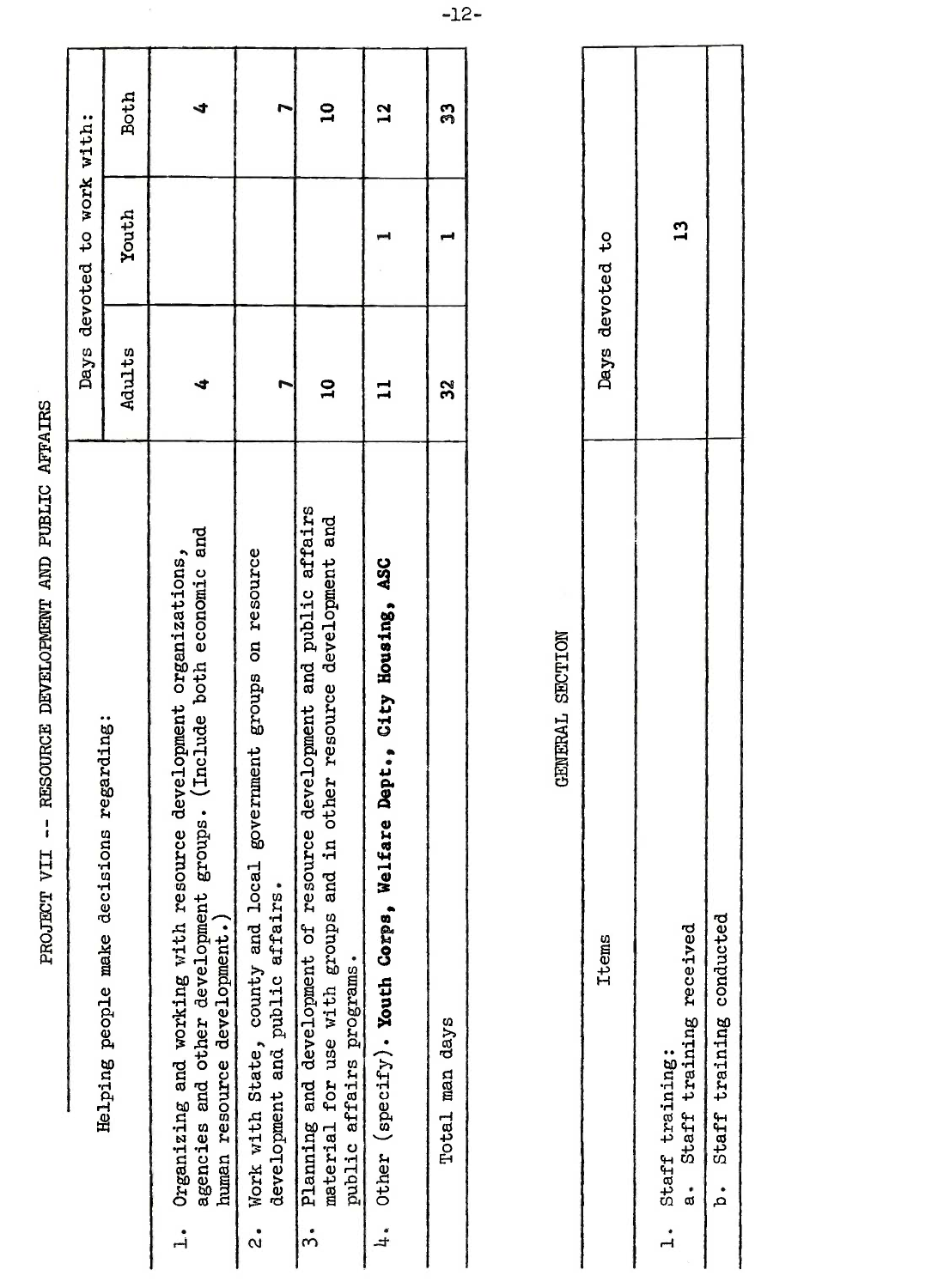# PROJECT VII -- RESOURCE DEVELOPMENT AND PUBLIC AFFAIRS

| Helping people make decisions regarding: | Days devoted to work with: | | |
|---|---|---|---|
| | Adults | Youth | Both |
| 1. Organizing and working with resource development organizations, agencies and other development groups. (Include both economic and human resource development.) | 4 | | 4 |
| 2. Work with State, county and local government groups on resource development and public affairs. | 7 | | 7 |
| 3. Planning and development of resource development and public affairs material for use with groups and in other resource development and public affairs programs. | 10 | | 10 |
| 4. Other (specify). **Youth Corps, Welfare Dept., City Housing, ASC** | 11 | 1 | 12 |
| Total man days | 32 | 1 | 33 |

## GENERAL SECTION

| Items | Days devoted to |
|---|---|
| 1. Staff training:<br>a. Staff training received | 13 |
| b. Staff training conducted | |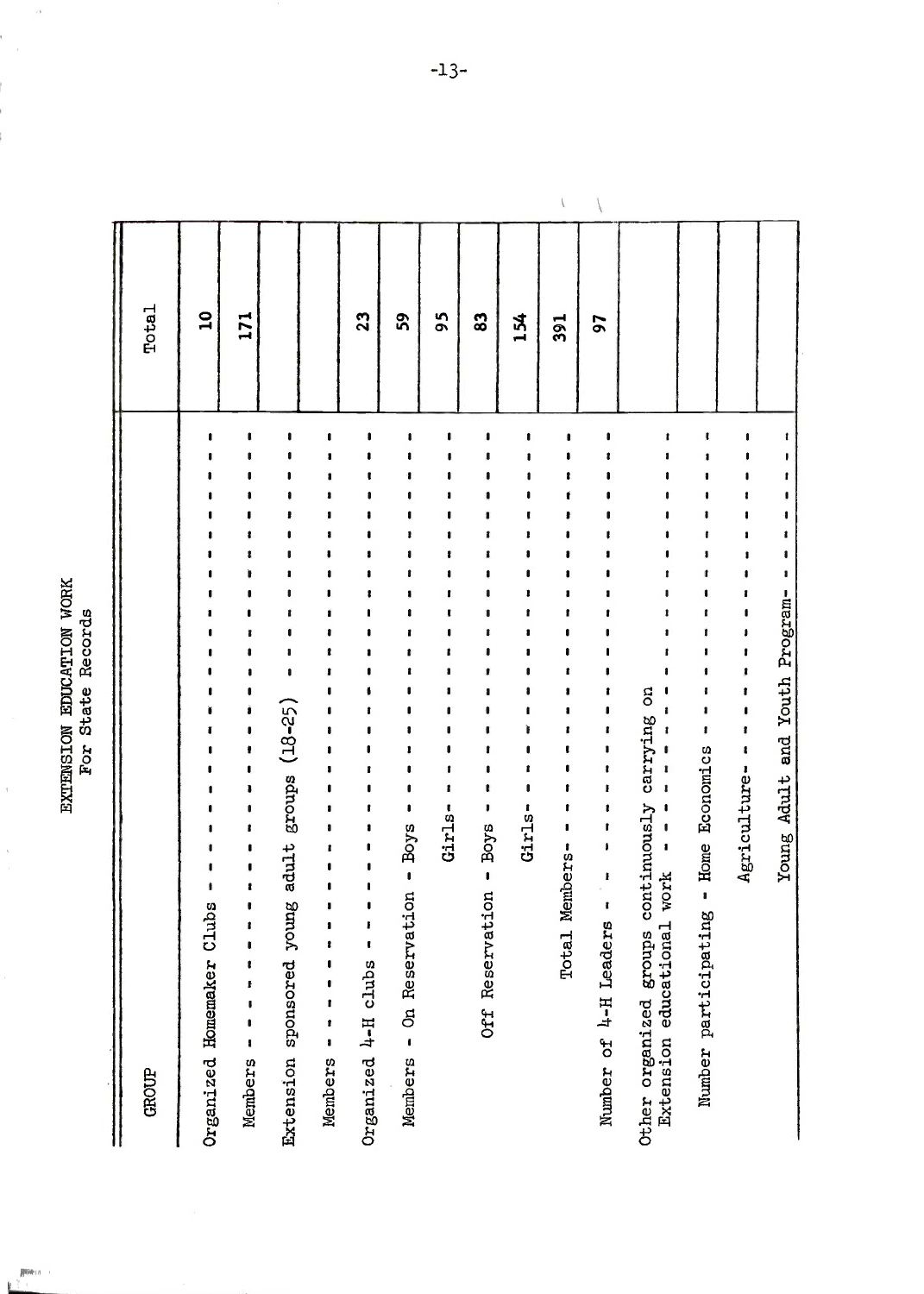# EXTENSION EDUCATION WORK

For State Records

| GROUP | Total |
|---|---|
| Organized Homemaker Clubs | 10 |
| Members | 171 |
| Extension sponsored young adult groups (18-25) | |
| Members | |
| Organized 4-H clubs | 23 |
| Members - On Reservation - Boys | 59 |
| Girls | 95 |
| Off Reservation - Boys | 83 |
| Girls | 154 |
| Total Members | 391 |
| Number of 4-H Leaders | 97 |
| Other organized groups continuously carrying on Extension educational work | |
| Number participating - Home Economics | |
| Agriculture | |
| Young Adult and Youth Program | |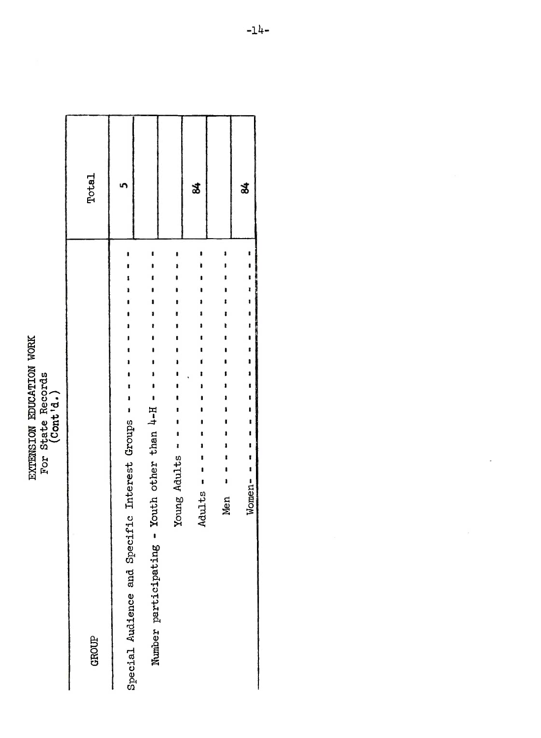EXTENSION EDUCATION WORK
For State Records
(Cont'd.)

| GROUP | Total |
|---|---|
| Special Audience and Specific Interest Groups | 5 |
| Number participating - Youth other than 4-H | |
| Young Adults | |
| Adults | 84 |
| Men | |
| Women | 84 |